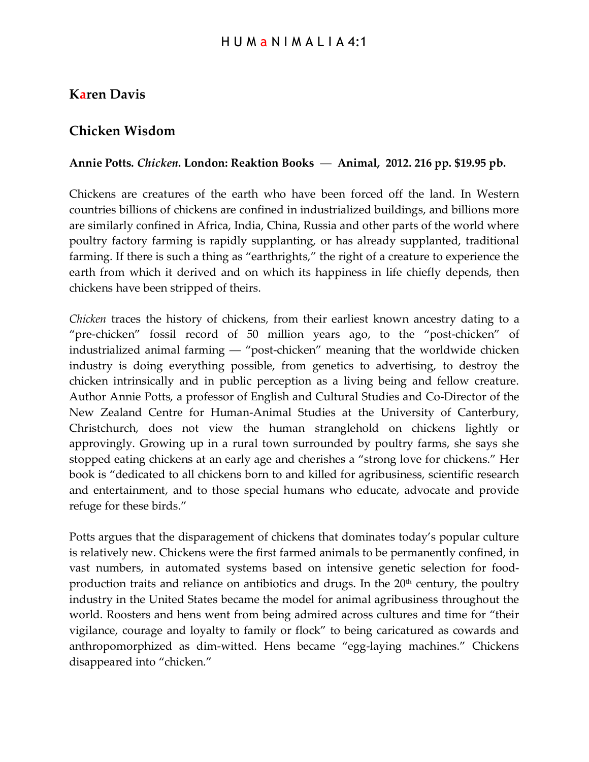## Karen Davis

## Chicken Wisdom

**Annie Potts. *Chicken*. London: Reaktion Books — Animal, 2012. 216 pp. $19.95 pb.**

Chickens are creatures of the earth who have been forced off the land. In Western countries billions of chickens are confined in industrialized buildings, and billions more are similarly confined in Africa, India, China, Russia and other parts of the world where poultry factory farming is rapidly supplanting, or has already supplanted, traditional farming. If there is such a thing as "earthrights," the right of a creature to experience the earth from which it derived and on which its happiness in life chiefly depends, then chickens have been stripped of theirs.

*Chicken* traces the history of chickens, from their earliest known ancestry dating to a "pre-chicken" fossil record of 50 million years ago, to the "post-chicken" of industrialized animal farming — "post-chicken" meaning that the worldwide chicken industry is doing everything possible, from genetics to advertising, to destroy the chicken intrinsically and in public perception as a living being and fellow creature. Author Annie Potts, a professor of English and Cultural Studies and Co-Director of the New Zealand Centre for Human-Animal Studies at the University of Canterbury, Christchurch, does not view the human stranglehold on chickens lightly or approvingly. Growing up in a rural town surrounded by poultry farms, she says she stopped eating chickens at an early age and cherishes a "strong love for chickens." Her book is "dedicated to all chickens born to and killed for agribusiness, scientific research and entertainment, and to those special humans who educate, advocate and provide refuge for these birds."

Potts argues that the disparagement of chickens that dominates today's popular culture is relatively new. Chickens were the first farmed animals to be permanently confined, in vast numbers, in automated systems based on intensive genetic selection for food-production traits and reliance on antibiotics and drugs. In the 20th century, the poultry industry in the United States became the model for animal agribusiness throughout the world. Roosters and hens went from being admired across cultures and time for "their vigilance, courage and loyalty to family or flock" to being caricatured as cowards and anthropomorphized as dim-witted. Hens became "egg-laying machines." Chickens disappeared into "chicken."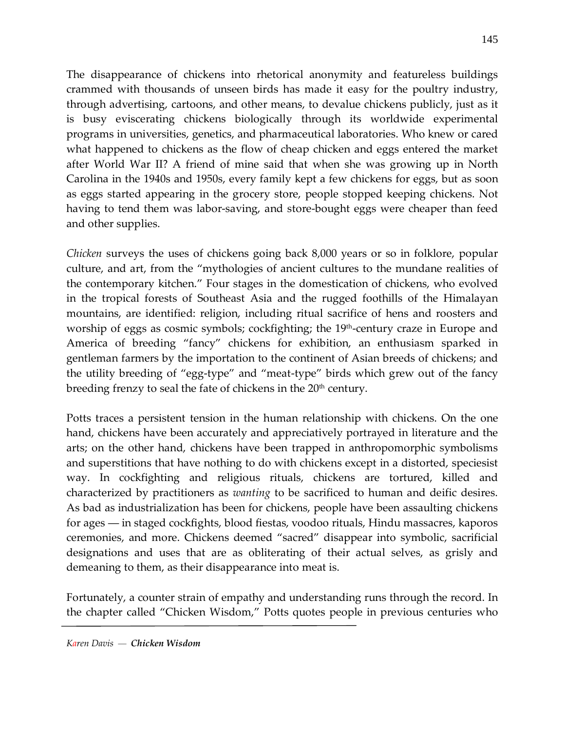The disappearance of chickens into rhetorical anonymity and featureless buildings crammed with thousands of unseen birds has made it easy for the poultry industry, through advertising, cartoons, and other means, to devalue chickens publicly, just as it is busy eviscerating chickens biologically through its worldwide experimental programs in universities, genetics, and pharmaceutical laboratories. Who knew or cared what happened to chickens as the flow of cheap chicken and eggs entered the market after World War II? A friend of mine said that when she was growing up in North Carolina in the 1940s and 1950s, every family kept a few chickens for eggs, but as soon as eggs started appearing in the grocery store, people stopped keeping chickens. Not having to tend them was labor-saving, and store-bought eggs were cheaper than feed and other supplies.

*Chicken* surveys the uses of chickens going back 8,000 years or so in folklore, popular culture, and art, from the "mythologies of ancient cultures to the mundane realities of the contemporary kitchen." Four stages in the domestication of chickens, who evolved in the tropical forests of Southeast Asia and the rugged foothills of the Himalayan mountains, are identified: religion, including ritual sacrifice of hens and roosters and worship of eggs as cosmic symbols; cockfighting; the 19th-century craze in Europe and America of breeding "fancy" chickens for exhibition, an enthusiasm sparked in gentleman farmers by the importation to the continent of Asian breeds of chickens; and the utility breeding of "egg-type" and "meat-type" birds which grew out of the fancy breeding frenzy to seal the fate of chickens in the 20th century.

Potts traces a persistent tension in the human relationship with chickens. On the one hand, chickens have been accurately and appreciatively portrayed in literature and the arts; on the other hand, chickens have been trapped in anthropomorphic symbolisms and superstitions that have nothing to do with chickens except in a distorted, speciesist way. In cockfighting and religious rituals, chickens are tortured, killed and characterized by practitioners as *wanting* to be sacrificed to human and deific desires. As bad as industrialization has been for chickens, people have been assaulting chickens for ages — in staged cockfights, blood fiestas, voodoo rituals, Hindu massacres, kaporos ceremonies, and more. Chickens deemed "sacred" disappear into symbolic, sacrificial designations and uses that are as obliterating of their actual selves, as grisly and demeaning to them, as their disappearance into meat is.

Fortunately, a counter strain of empathy and understanding runs through the record. In the chapter called "Chicken Wisdom," Potts quotes people in previous centuries who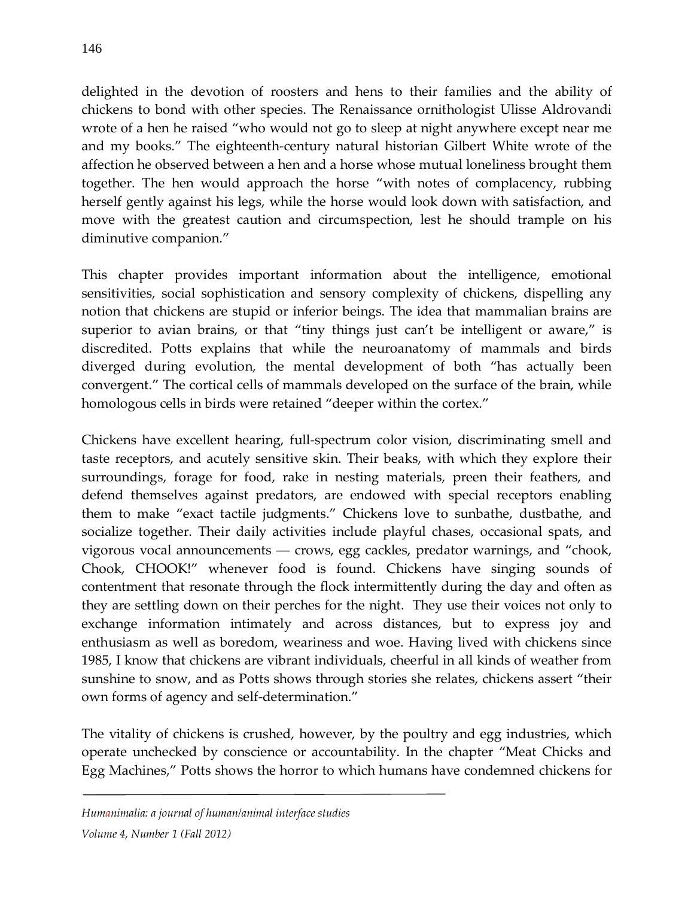delighted in the devotion of roosters and hens to their families and the ability of chickens to bond with other species. The Renaissance ornithologist Ulisse Aldrovandi wrote of a hen he raised "who would not go to sleep at night anywhere except near me and my books." The eighteenth-century natural historian Gilbert White wrote of the affection he observed between a hen and a horse whose mutual loneliness brought them together. The hen would approach the horse "with notes of complacency, rubbing herself gently against his legs, while the horse would look down with satisfaction, and move with the greatest caution and circumspection, lest he should trample on his diminutive companion."

This chapter provides important information about the intelligence, emotional sensitivities, social sophistication and sensory complexity of chickens, dispelling any notion that chickens are stupid or inferior beings. The idea that mammalian brains are superior to avian brains, or that "tiny things just can't be intelligent or aware," is discredited. Potts explains that while the neuroanatomy of mammals and birds diverged during evolution, the mental development of both "has actually been convergent." The cortical cells of mammals developed on the surface of the brain, while homologous cells in birds were retained "deeper within the cortex."

Chickens have excellent hearing, full-spectrum color vision, discriminating smell and taste receptors, and acutely sensitive skin. Their beaks, with which they explore their surroundings, forage for food, rake in nesting materials, preen their feathers, and defend themselves against predators, are endowed with special receptors enabling them to make "exact tactile judgments." Chickens love to sunbathe, dustbathe, and socialize together. Their daily activities include playful chases, occasional spats, and vigorous vocal announcements — crows, egg cackles, predator warnings, and "chook, Chook, CHOOK!" whenever food is found. Chickens have singing sounds of contentment that resonate through the flock intermittently during the day and often as they are settling down on their perches for the night. They use their voices not only to exchange information intimately and across distances, but to express joy and enthusiasm as well as boredom, weariness and woe. Having lived with chickens since 1985, I know that chickens are vibrant individuals, cheerful in all kinds of weather from sunshine to snow, and as Potts shows through stories she relates, chickens assert "their own forms of agency and self-determination."

The vitality of chickens is crushed, however, by the poultry and egg industries, which operate unchecked by conscience or accountability. In the chapter "Meat Chicks and Egg Machines," Potts shows the horror to which humans have condemned chickens for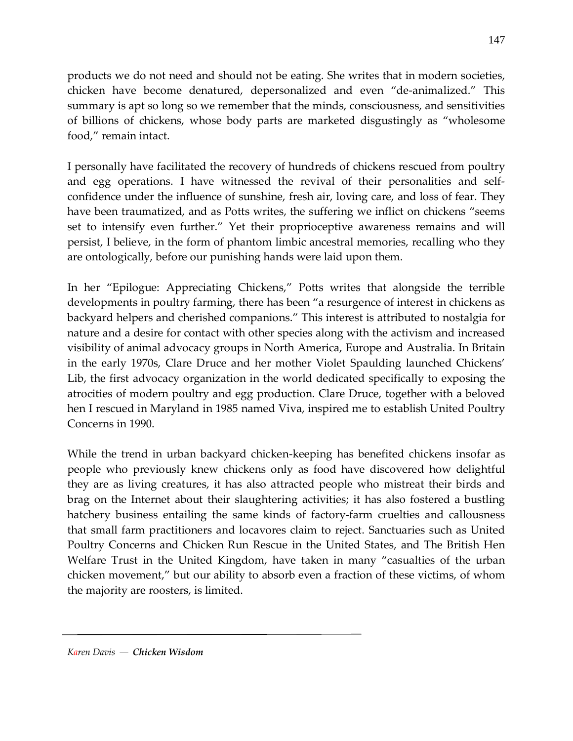products we do not need and should not be eating. She writes that in modern societies, chicken have become denatured, depersonalized and even "de-animalized." This summary is apt so long so we remember that the minds, consciousness, and sensitivities of billions of chickens, whose body parts are marketed disgustingly as "wholesome food," remain intact.

I personally have facilitated the recovery of hundreds of chickens rescued from poultry and egg operations. I have witnessed the revival of their personalities and self-confidence under the influence of sunshine, fresh air, loving care, and loss of fear. They have been traumatized, and as Potts writes, the suffering we inflict on chickens "seems set to intensify even further." Yet their proprioceptive awareness remains and will persist, I believe, in the form of phantom limbic ancestral memories, recalling who they are ontologically, before our punishing hands were laid upon them.

In her "Epilogue: Appreciating Chickens," Potts writes that alongside the terrible developments in poultry farming, there has been "a resurgence of interest in chickens as backyard helpers and cherished companions." This interest is attributed to nostalgia for nature and a desire for contact with other species along with the activism and increased visibility of animal advocacy groups in North America, Europe and Australia. In Britain in the early 1970s, Clare Druce and her mother Violet Spaulding launched Chickens' Lib, the first advocacy organization in the world dedicated specifically to exposing the atrocities of modern poultry and egg production. Clare Druce, together with a beloved hen I rescued in Maryland in 1985 named Viva, inspired me to establish United Poultry Concerns in 1990.

While the trend in urban backyard chicken-keeping has benefited chickens insofar as people who previously knew chickens only as food have discovered how delightful they are as living creatures, it has also attracted people who mistreat their birds and brag on the Internet about their slaughtering activities; it has also fostered a bustling hatchery business entailing the same kinds of factory-farm cruelties and callousness that small farm practitioners and locavores claim to reject. Sanctuaries such as United Poultry Concerns and Chicken Run Rescue in the United States, and The British Hen Welfare Trust in the United Kingdom, have taken in many "casualties of the urban chicken movement," but our ability to absorb even a fraction of these victims, of whom the majority are roosters, is limited.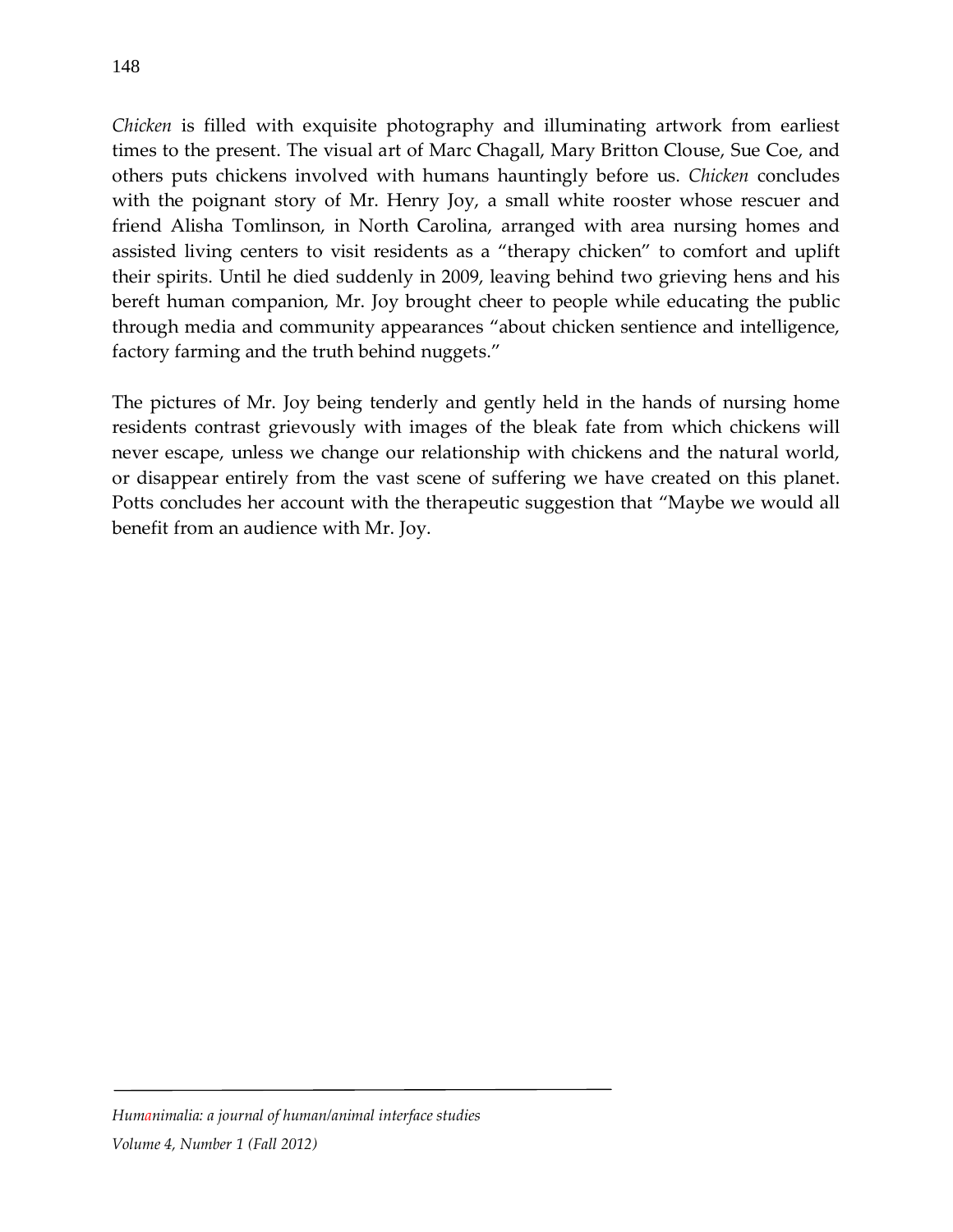*Chicken* is filled with exquisite photography and illuminating artwork from earliest times to the present. The visual art of Marc Chagall, Mary Britton Clouse, Sue Coe, and others puts chickens involved with humans hauntingly before us. *Chicken* concludes with the poignant story of Mr. Henry Joy, a small white rooster whose rescuer and friend Alisha Tomlinson, in North Carolina, arranged with area nursing homes and assisted living centers to visit residents as a "therapy chicken" to comfort and uplift their spirits. Until he died suddenly in 2009, leaving behind two grieving hens and his bereft human companion, Mr. Joy brought cheer to people while educating the public through media and community appearances "about chicken sentience and intelligence, factory farming and the truth behind nuggets."

The pictures of Mr. Joy being tenderly and gently held in the hands of nursing home residents contrast grievously with images of the bleak fate from which chickens will never escape, unless we change our relationship with chickens and the natural world, or disappear entirely from the vast scene of suffering we have created on this planet. Potts concludes her account with the therapeutic suggestion that "Maybe we would all benefit from an audience with Mr. Joy.